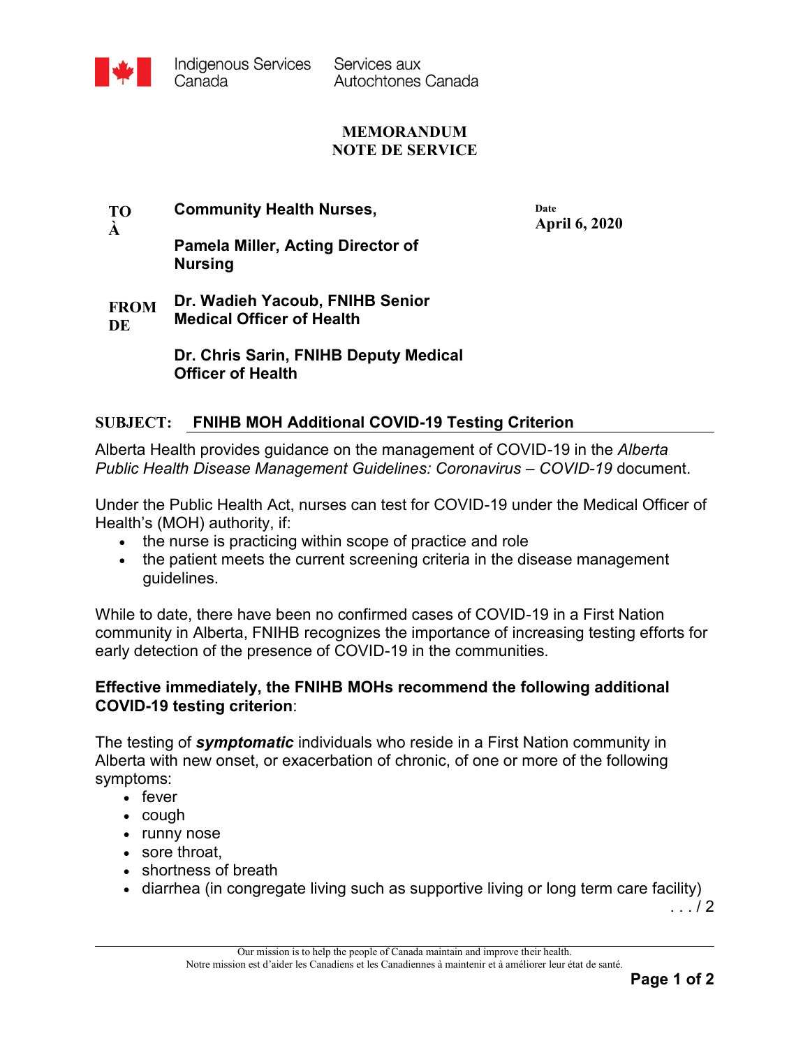Indigenous Services Canada | Services aux Autochtones Canada

# MEMORANDUM
# NOTE DE SERVICE

| | | |
|---|---|---|
| **TO À** | **Community Health Nurses,** | **Date April 6, 2020** |
| | **Pamela Miller, Acting Director of Nursing** | |
| **FROM DE** | **Dr. Wadieh Yacoub, FNIHB Senior Medical Officer of Health** | |
| | **Dr. Chris Sarin, FNIHB Deputy Medical Officer of Health** | |

**SUBJECT:** **FNIHB MOH Additional COVID-19 Testing Criterion**

Alberta Health provides guidance on the management of COVID-19 in the *Alberta Public Health Disease Management Guidelines: Coronavirus – COVID-19* document.

Under the Public Health Act, nurses can test for COVID-19 under the Medical Officer of Health's (MOH) authority, if:

- the nurse is practicing within scope of practice and role
- the patient meets the current screening criteria in the disease management guidelines.

While to date, there have been no confirmed cases of COVID-19 in a First Nation community in Alberta, FNIHB recognizes the importance of increasing testing efforts for early detection of the presence of COVID-19 in the communities.

**Effective immediately, the FNIHB MOHs recommend the following additional COVID-19 testing criterion**:

The testing of ***symptomatic*** individuals who reside in a First Nation community in Alberta with new onset, or exacerbation of chronic, of one or more of the following symptoms:

- fever
- cough
- runny nose
- sore throat,
- shortness of breath
- diarrhea (in congregate living such as supportive living or long term care facility)

. . . / 2

Our mission is to help the people of Canada maintain and improve their health.
Notre mission est d'aider les Canadiens et les Canadiennes à maintenir et à améliorer leur état de santé.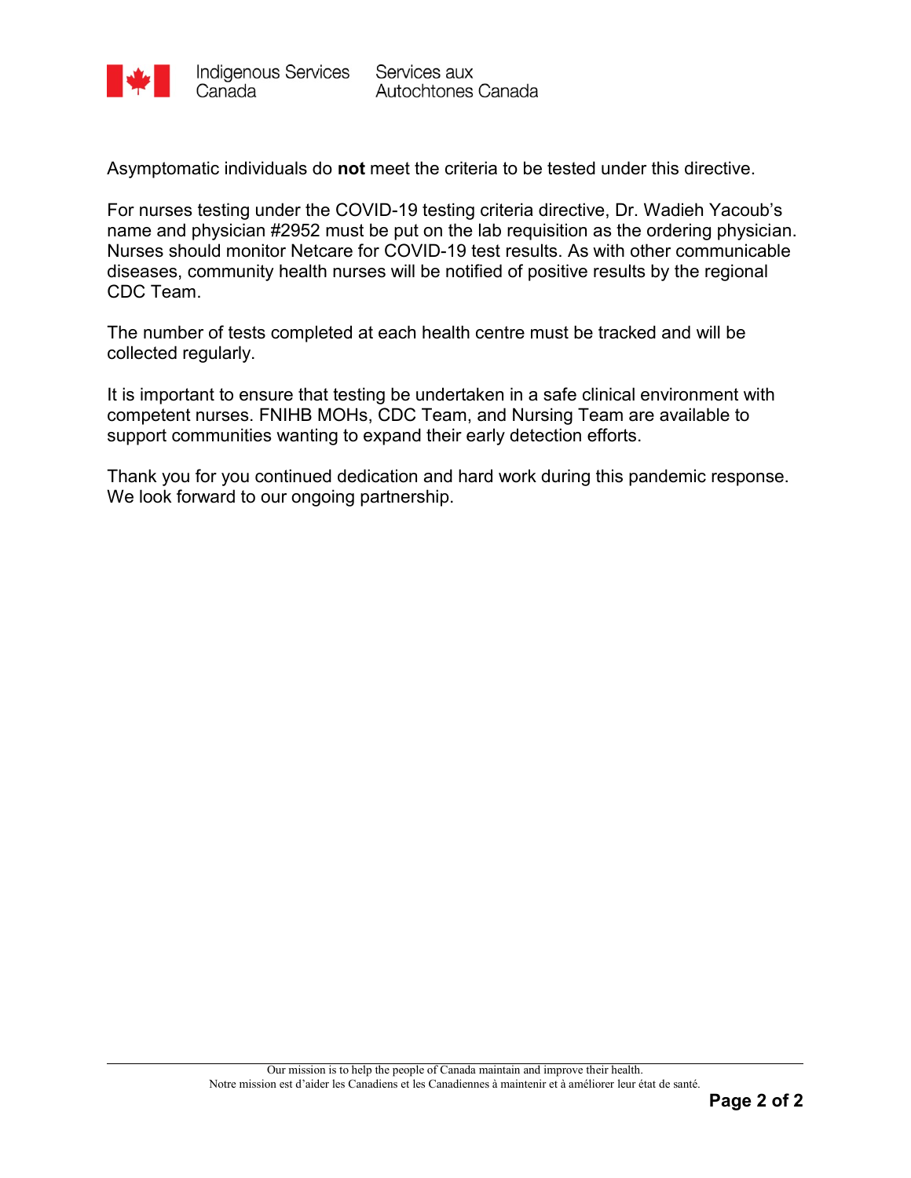Asymptomatic individuals do **not** meet the criteria to be tested under this directive.

For nurses testing under the COVID-19 testing criteria directive, Dr. Wadieh Yacoub's name and physician #2952 must be put on the lab requisition as the ordering physician. Nurses should monitor Netcare for COVID-19 test results. As with other communicable diseases, community health nurses will be notified of positive results by the regional CDC Team.

The number of tests completed at each health centre must be tracked and will be collected regularly.

It is important to ensure that testing be undertaken in a safe clinical environment with competent nurses. FNIHB MOHs, CDC Team, and Nursing Team are available to support communities wanting to expand their early detection efforts.

Thank you for you continued dedication and hard work during this pandemic response. We look forward to our ongoing partnership.